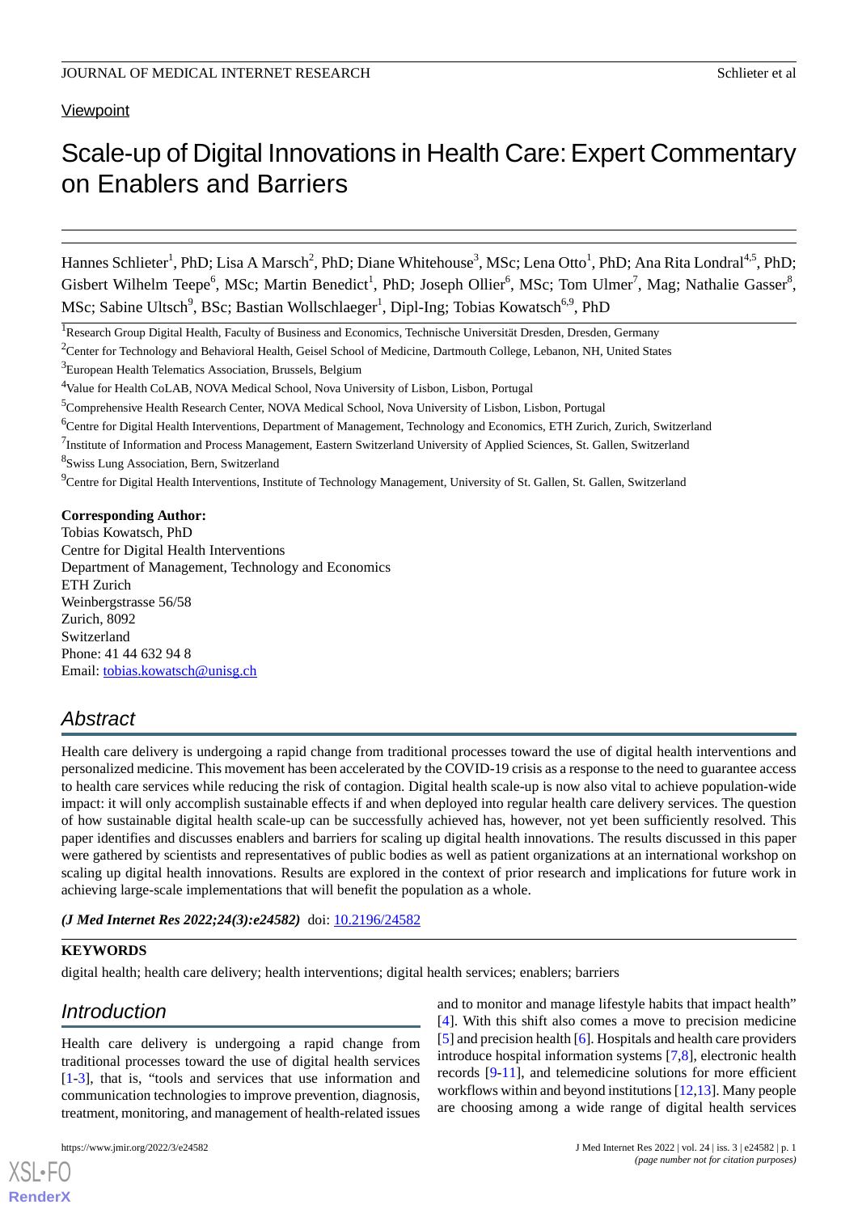Viewpoint

# Scale-up of Digital Innovations in Health Care: Expert Commentary on Enablers and Barriers

Hannes Schlieter[1], PhD; Lisa A Marsch[2], PhD; Diane Whitehouse[3], MSc; Lena Otto[1], PhD; Ana Rita Londral[4,5], PhD; Gisbert Wilhelm Teepe[6], MSc; Martin Benedict[1], PhD; Joseph Ollier[6], MSc; Tom Ulmer[7], Mag; Nathalie Gasser[8], MSc; Sabine Ultsch[9], BSc; Bastian Wollschlaeger[1], Dipl-Ing; Tobias Kowatsch[6,9], PhD

[1]Research Group Digital Health, Faculty of Business and Economics, Technische Universität Dresden, Dresden, Germany

[2]Center for Technology and Behavioral Health, Geisel School of Medicine, Dartmouth College, Lebanon, NH, United States

[3]European Health Telematics Association, Brussels, Belgium

[4]Value for Health CoLAB, NOVA Medical School, Nova University of Lisbon, Lisbon, Portugal

[5]Comprehensive Health Research Center, NOVA Medical School, Nova University of Lisbon, Lisbon, Portugal

[6]Centre for Digital Health Interventions, Department of Management, Technology and Economics, ETH Zurich, Zurich, Switzerland

[7]Institute of Information and Process Management, Eastern Switzerland University of Applied Sciences, St. Gallen, Switzerland

[8]Swiss Lung Association, Bern, Switzerland

[9]Centre for Digital Health Interventions, Institute of Technology Management, University of St. Gallen, St. Gallen, Switzerland

**Corresponding Author:**
Tobias Kowatsch, PhD
Centre for Digital Health Interventions
Department of Management, Technology and Economics
ETH Zurich
Weinbergstrasse 56/58
Zurich, 8092
Switzerland
Phone: 41 44 632 94 8
Email: tobias.kowatsch@unisg.ch

## Abstract

Health care delivery is undergoing a rapid change from traditional processes toward the use of digital health interventions and personalized medicine. This movement has been accelerated by the COVID-19 crisis as a response to the need to guarantee access to health care services while reducing the risk of contagion. Digital health scale-up is now also vital to achieve population-wide impact: it will only accomplish sustainable effects if and when deployed into regular health care delivery services. The question of how sustainable digital health scale-up can be successfully achieved has, however, not yet been sufficiently resolved. This paper identifies and discusses enablers and barriers for scaling up digital health innovations. The results discussed in this paper were gathered by scientists and representatives of public bodies as well as patient organizations at an international workshop on scaling up digital health innovations. Results are explored in the context of prior research and implications for future work in achieving large-scale implementations that will benefit the population as a whole.

*(J Med Internet Res 2022;24(3):e24582)* doi: 10.2196/24582

**KEYWORDS**

digital health; health care delivery; health interventions; digital health services; enablers; barriers

## Introduction

Health care delivery is undergoing a rapid change from traditional processes toward the use of digital health services [1-3], that is, "tools and services that use information and communication technologies to improve prevention, diagnosis, treatment, monitoring, and management of health-related issues and to monitor and manage lifestyle habits that impact health" [4]. With this shift also comes a move to precision medicine [5] and precision health [6]. Hospitals and health care providers introduce hospital information systems [7,8], electronic health records [9-11], and telemedicine solutions for more efficient workflows within and beyond institutions [12,13]. Many people are choosing among a wide range of digital health services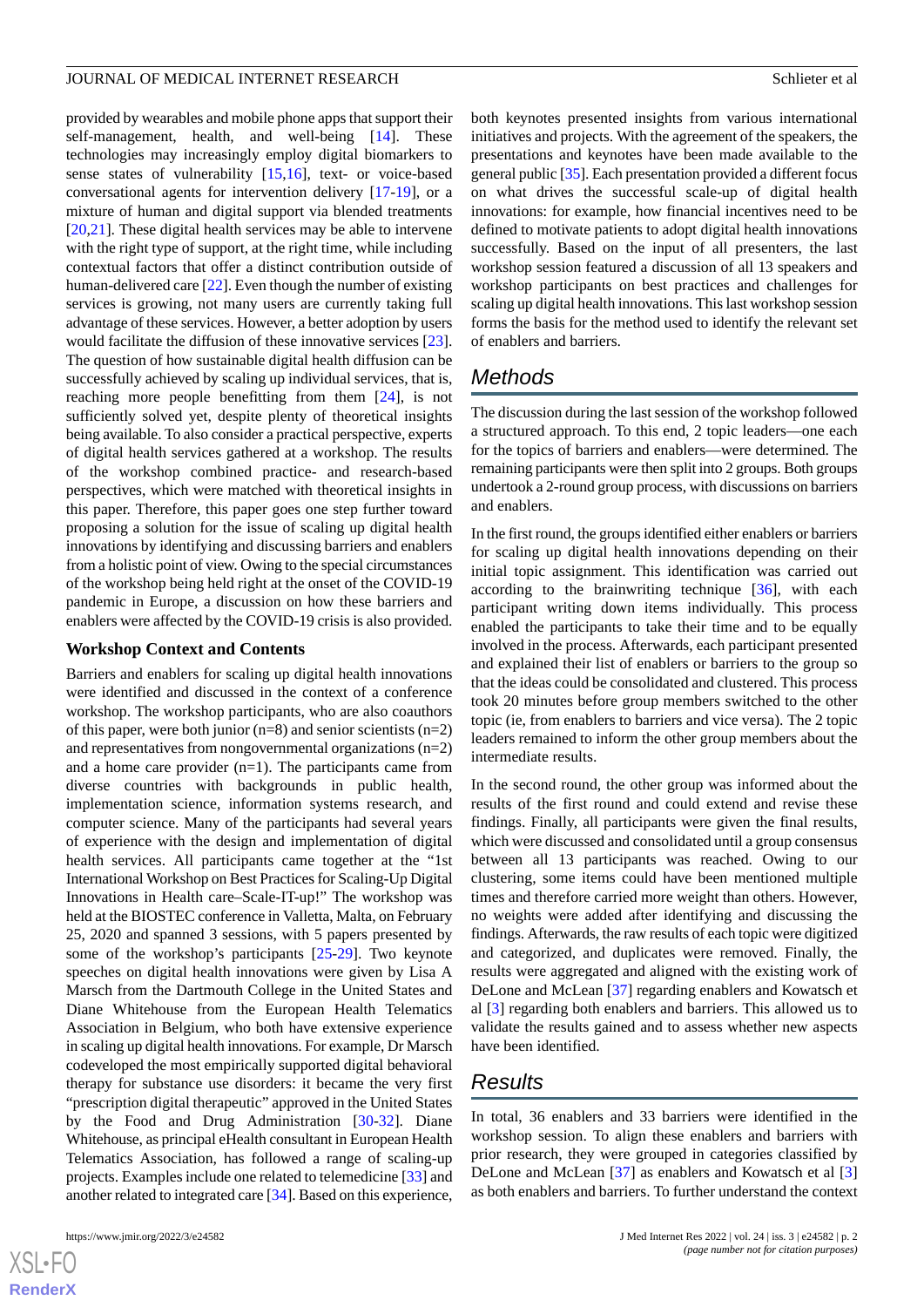provided by wearables and mobile phone apps that support their self-management, health, and well-being [14]. These technologies may increasingly employ digital biomarkers to sense states of vulnerability [15,16], text- or voice-based conversational agents for intervention delivery [17-19], or a mixture of human and digital support via blended treatments [20,21]. These digital health services may be able to intervene with the right type of support, at the right time, while including contextual factors that offer a distinct contribution outside of human-delivered care [22]. Even though the number of existing services is growing, not many users are currently taking full advantage of these services. However, a better adoption by users would facilitate the diffusion of these innovative services [23]. The question of how sustainable digital health diffusion can be successfully achieved by scaling up individual services, that is, reaching more people benefitting from them [24], is not sufficiently solved yet, despite plenty of theoretical insights being available. To also consider a practical perspective, experts of digital health services gathered at a workshop. The results of the workshop combined practice- and research-based perspectives, which were matched with theoretical insights in this paper. Therefore, this paper goes one step further toward proposing a solution for the issue of scaling up digital health innovations by identifying and discussing barriers and enablers from a holistic point of view. Owing to the special circumstances of the workshop being held right at the onset of the COVID-19 pandemic in Europe, a discussion on how these barriers and enablers were affected by the COVID-19 crisis is also provided.

### Workshop Context and Contents

Barriers and enablers for scaling up digital health innovations were identified and discussed in the context of a conference workshop. The workshop participants, who are also coauthors of this paper, were both junior (n=8) and senior scientists (n=2) and representatives from nongovernmental organizations (n=2) and a home care provider (n=1). The participants came from diverse countries with backgrounds in public health, implementation science, information systems research, and computer science. Many of the participants had several years of experience with the design and implementation of digital health services. All participants came together at the "1st International Workshop on Best Practices for Scaling-Up Digital Innovations in Health care–Scale-IT-up!" The workshop was held at the BIOSTEC conference in Valletta, Malta, on February 25, 2020 and spanned 3 sessions, with 5 papers presented by some of the workshop's participants [25-29]. Two keynote speeches on digital health innovations were given by Lisa A Marsch from the Dartmouth College in the United States and Diane Whitehouse from the European Health Telematics Association in Belgium, who both have extensive experience in scaling up digital health innovations. For example, Dr Marsch codeveloped the most empirically supported digital behavioral therapy for substance use disorders: it became the very first "prescription digital therapeutic" approved in the United States by the Food and Drug Administration [30-32]. Diane Whitehouse, as principal eHealth consultant in European Health Telematics Association, has followed a range of scaling-up projects. Examples include one related to telemedicine [33] and another related to integrated care [34]. Based on this experience, both keynotes presented insights from various international initiatives and projects. With the agreement of the speakers, the presentations and keynotes have been made available to the general public [35]. Each presentation provided a different focus on what drives the successful scale-up of digital health innovations: for example, how financial incentives need to be defined to motivate patients to adopt digital health innovations successfully. Based on the input of all presenters, the last workshop session featured a discussion of all 13 speakers and workshop participants on best practices and challenges for scaling up digital health innovations. This last workshop session forms the basis for the method used to identify the relevant set of enablers and barriers.

## Methods

The discussion during the last session of the workshop followed a structured approach. To this end, 2 topic leaders—one each for the topics of barriers and enablers—were determined. The remaining participants were then split into 2 groups. Both groups undertook a 2-round group process, with discussions on barriers and enablers.

In the first round, the groups identified either enablers or barriers for scaling up digital health innovations depending on their initial topic assignment. This identification was carried out according to the brainwriting technique [36], with each participant writing down items individually. This process enabled the participants to take their time and to be equally involved in the process. Afterwards, each participant presented and explained their list of enablers or barriers to the group so that the ideas could be consolidated and clustered. This process took 20 minutes before group members switched to the other topic (ie, from enablers to barriers and vice versa). The 2 topic leaders remained to inform the other group members about the intermediate results.

In the second round, the other group was informed about the results of the first round and could extend and revise these findings. Finally, all participants were given the final results, which were discussed and consolidated until a group consensus between all 13 participants was reached. Owing to our clustering, some items could have been mentioned multiple times and therefore carried more weight than others. However, no weights were added after identifying and discussing the findings. Afterwards, the raw results of each topic were digitized and categorized, and duplicates were removed. Finally, the results were aggregated and aligned with the existing work of DeLone and McLean [37] regarding enablers and Kowatsch et al [3] regarding both enablers and barriers. This allowed us to validate the results gained and to assess whether new aspects have been identified.

## Results

In total, 36 enablers and 33 barriers were identified in the workshop session. To align these enablers and barriers with prior research, they were grouped in categories classified by DeLone and McLean [37] as enablers and Kowatsch et al [3] as both enablers and barriers. To further understand the context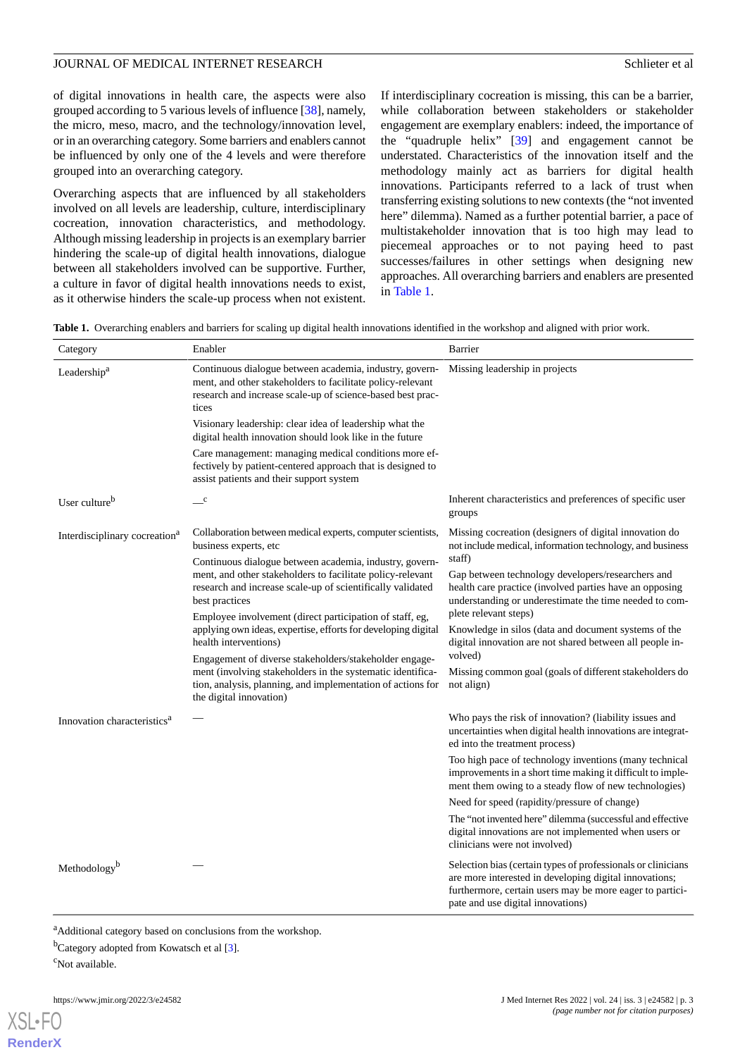of digital innovations in health care, the aspects were also grouped according to 5 various levels of influence [38], namely, the micro, meso, macro, and the technology/innovation level, or in an overarching category. Some barriers and enablers cannot be influenced by only one of the 4 levels and were therefore grouped into an overarching category.

Overarching aspects that are influenced by all stakeholders involved on all levels are leadership, culture, interdisciplinary cocreation, innovation characteristics, and methodology. Although missing leadership in projects is an exemplary barrier hindering the scale-up of digital health innovations, dialogue between all stakeholders involved can be supportive. Further, a culture in favor of digital health innovations needs to exist, as it otherwise hinders the scale-up process when not existent. If interdisciplinary cocreation is missing, this can be a barrier, while collaboration between stakeholders or stakeholder engagement are exemplary enablers: indeed, the importance of the "quadruple helix" [39] and engagement cannot be understated. Characteristics of the innovation itself and the methodology mainly act as barriers for digital health innovations. Participants referred to a lack of trust when transferring existing solutions to new contexts (the "not invented here" dilemma). Named as a further potential barrier, a pace of multistakeholder innovation that is too high may lead to piecemeal approaches or to not paying heed to past successes/failures in other settings when designing new approaches. All overarching barriers and enablers are presented in Table 1.

**Table 1.** Overarching enablers and barriers for scaling up digital health innovations identified in the workshop and aligned with prior work.

| Category | Enabler | Barrier |
| --- | --- | --- |
| Leadership[a] | Continuous dialogue between academia, industry, government, and other stakeholders to facilitate policy-relevant research and increase scale-up of science-based best practices | Missing leadership in projects |
| | Visionary leadership: clear idea of leadership what the digital health innovation should look like in the future | |
| | Care management: managing medical conditions more effectively by patient-centered approach that is designed to assist patients and their support system | |
| User culture[b] | —[c] | Inherent characteristics and preferences of specific user groups |
| Interdisciplinary cocreation[a] | Collaboration between medical experts, computer scientists, business experts, etc | Missing cocreation (designers of digital innovation do not include medical, information technology, and business staff) |
| | Continuous dialogue between academia, industry, government, and other stakeholders to facilitate policy-relevant research and increase scale-up of scientifically validated best practices | Gap between technology developers/researchers and health care practice (involved parties have an opposing understanding or underestimate the time needed to complete relevant steps) |
| | Employee involvement (direct participation of staff, eg, applying own ideas, expertise, efforts for developing digital health interventions) | Knowledge in silos (data and document systems of the digital innovation are not shared between all people involved) |
| | Engagement of diverse stakeholders/stakeholder engagement (involving stakeholders in the systematic identification, analysis, planning, and implementation of actions for the digital innovation) | Missing common goal (goals of different stakeholders do not align) |
| Innovation characteristics[a] | — | Who pays the risk of innovation? (liability issues and uncertainties when digital health innovations are integrated into the treatment process) |
| | | Too high pace of technology inventions (many technical improvements in a short time making it difficult to implement them owing to a steady flow of new technologies) |
| | | Need for speed (rapidity/pressure of change) |
| | | The "not invented here" dilemma (successful and effective digital innovations are not implemented when users or clinicians were not involved) |
| Methodology[b] | — | Selection bias (certain types of professionals or clinicians are more interested in developing digital innovations; furthermore, certain users may be more eager to participate and use digital innovations) |

[a]Additional category based on conclusions from the workshop.

[b]Category adopted from Kowatsch et al [3].

[c]Not available.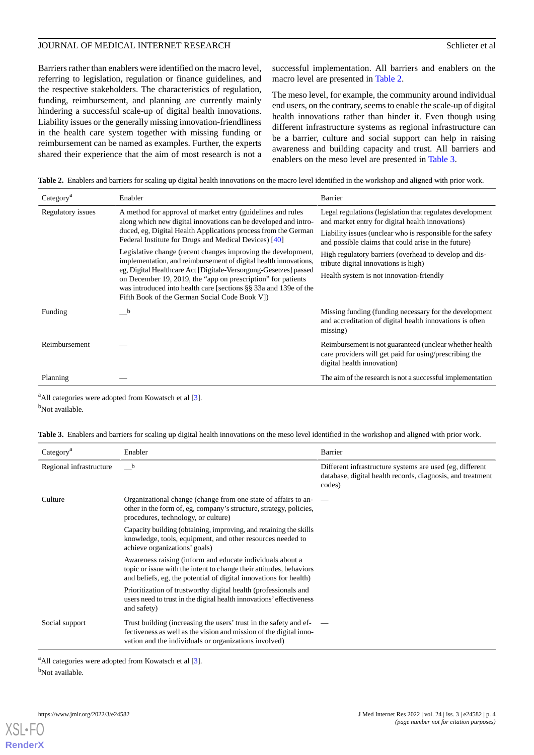Barriers rather than enablers were identified on the macro level, referring to legislation, regulation or finance guidelines, and the respective stakeholders. The characteristics of regulation, funding, reimbursement, and planning are currently mainly hindering a successful scale-up of digital health innovations. Liability issues or the generally missing innovation-friendliness in the health care system together with missing funding or reimbursement can be named as examples. Further, the experts shared their experience that the aim of most research is not a successful implementation. All barriers and enablers on the macro level are presented in Table 2.

The meso level, for example, the community around individual end users, on the contrary, seems to enable the scale-up of digital health innovations rather than hinder it. Even though using different infrastructure systems as regional infrastructure can be a barrier, culture and social support can help in raising awareness and building capacity and trust. All barriers and enablers on the meso level are presented in Table 3.

**Table 2.** Enablers and barriers for scaling up digital health innovations on the macro level identified in the workshop and aligned with prior work.

| Category[a] | Enabler | Barrier |
| --- | --- | --- |
| Regulatory issues | A method for approval of market entry (guidelines and rules along which new digital innovations can be developed and introduced, eg, Digital Health Applications process from the German Federal Institute for Drugs and Medical Devices) [40]<br><br>Legislative change (recent changes improving the development, implementation, and reimbursement of digital health innovations, eg, Digital Healthcare Act [Digitale-Versorgung-Gesetzes] passed on December 19, 2019, the "app on prescription" for patients was introduced into health care [sections §§ 33a and 139e of the Fifth Book of the German Social Code Book V]) | Legal regulations (legislation that regulates development and market entry for digital health innovations)<br><br>Liability issues (unclear who is responsible for the safety and possible claims that could arise in the future)<br><br>High regulatory barriers (overhead to develop and distribute digital innovations is high)<br><br>Health system is not innovation-friendly |
| Funding | —[b] | Missing funding (funding necessary for the development and accreditation of digital health innovations is often missing) |
| Reimbursement | — | Reimbursement is not guaranteed (unclear whether health care providers will get paid for using/prescribing the digital health innovation) |
| Planning | — | The aim of the research is not a successful implementation |

[a]All categories were adopted from Kowatsch et al [3].

[b]Not available.

**Table 3.** Enablers and barriers for scaling up digital health innovations on the meso level identified in the workshop and aligned with prior work.

| Category[a] | Enabler | Barrier |
| --- | --- | --- |
| Regional infrastructure | —[b] | Different infrastructure systems are used (eg, different database, digital health records, diagnosis, and treatment codes) |
| Culture | Organizational change (change from one state of affairs to another in the form of, eg, company's structure, strategy, policies, procedures, technology, or culture)<br><br>Capacity building (obtaining, improving, and retaining the skills knowledge, tools, equipment, and other resources needed to achieve organizations' goals)<br><br>Awareness raising (inform and educate individuals about a topic or issue with the intent to change their attitudes, behaviors and beliefs, eg, the potential of digital innovations for health)<br><br>Prioritization of trustworthy digital health (professionals and users need to trust in the digital health innovations' effectiveness and safety) | — |
| Social support | Trust building (increasing the users' trust in the safety and effectiveness as well as the vision and mission of the digital innovation and the individuals or organizations involved) | — |

[a]All categories were adopted from Kowatsch et al [3].

[b]Not available.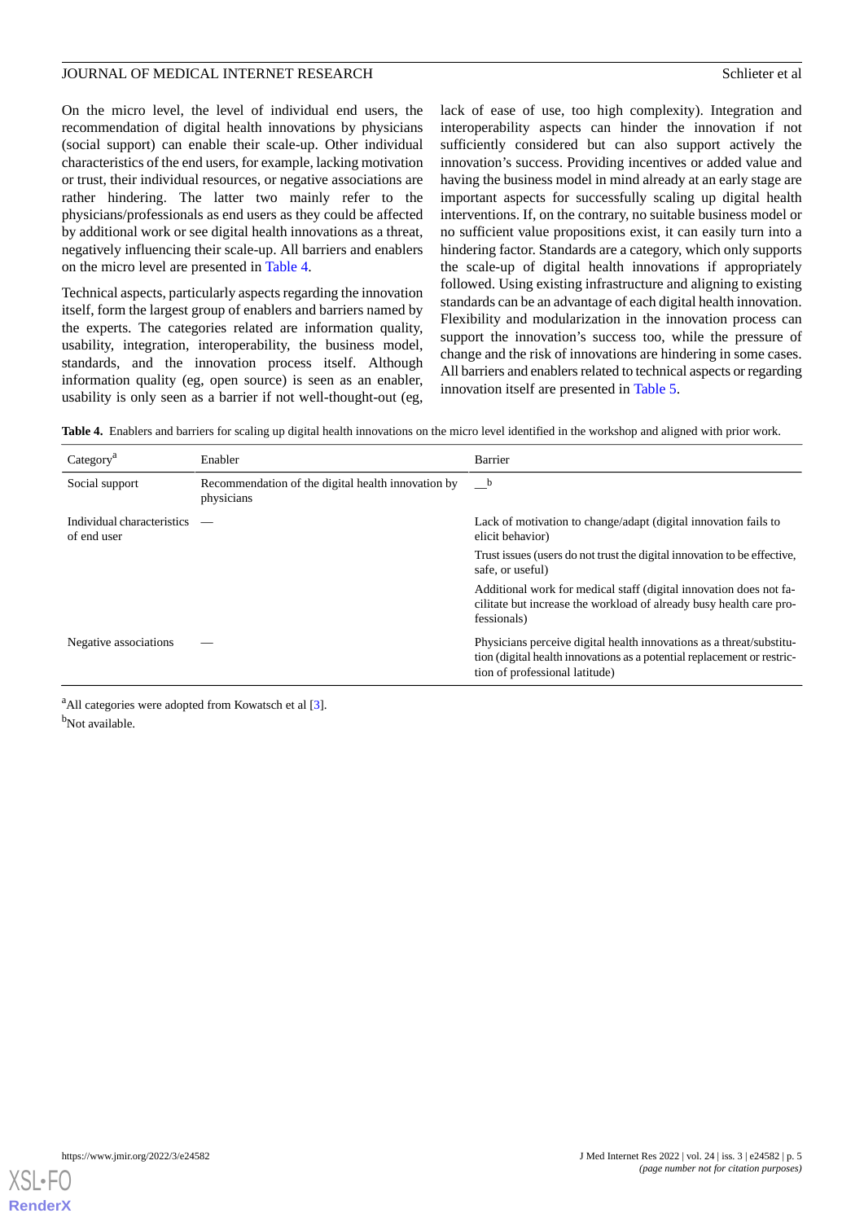On the micro level, the level of individual end users, the recommendation of digital health innovations by physicians (social support) can enable their scale-up. Other individual characteristics of the end users, for example, lacking motivation or trust, their individual resources, or negative associations are rather hindering. The latter two mainly refer to the physicians/professionals as end users as they could be affected by additional work or see digital health innovations as a threat, negatively influencing their scale-up. All barriers and enablers on the micro level are presented in Table 4.

Technical aspects, particularly aspects regarding the innovation itself, form the largest group of enablers and barriers named by the experts. The categories related are information quality, usability, integration, interoperability, the business model, standards, and the innovation process itself. Although information quality (eg, open source) is seen as an enabler, usability is only seen as a barrier if not well-thought-out (eg, lack of ease of use, too high complexity). Integration and interoperability aspects can hinder the innovation if not sufficiently considered but can also support actively the innovation's success. Providing incentives or added value and having the business model in mind already at an early stage are important aspects for successfully scaling up digital health interventions. If, on the contrary, no suitable business model or no sufficient value propositions exist, it can easily turn into a hindering factor. Standards are a category, which only supports the scale-up of digital health innovations if appropriately followed. Using existing infrastructure and aligning to existing standards can be an advantage of each digital health innovation. Flexibility and modularization in the innovation process can support the innovation's success too, while the pressure of change and the risk of innovations are hindering in some cases. All barriers and enablers related to technical aspects or regarding innovation itself are presented in Table 5.

**Table 4.** Enablers and barriers for scaling up digital health innovations on the micro level identified in the workshop and aligned with prior work.

| Category[a] | Enabler | Barrier |
|---|---|---|
| Social support | Recommendation of the digital health innovation by physicians | —[b] |
| Individual characteristics of end user | — | Lack of motivation to change/adapt (digital innovation fails to elicit behavior) |
| | | Trust issues (users do not trust the digital innovation to be effective, safe, or useful) |
| | | Additional work for medical staff (digital innovation does not facilitate but increase the workload of already busy health care professionals) |
| Negative associations | — | Physicians perceive digital health innovations as a threat/substitution (digital health innovations as a potential replacement or restriction of professional latitude) |

[a]All categories were adopted from Kowatsch et al [3].

[b]Not available.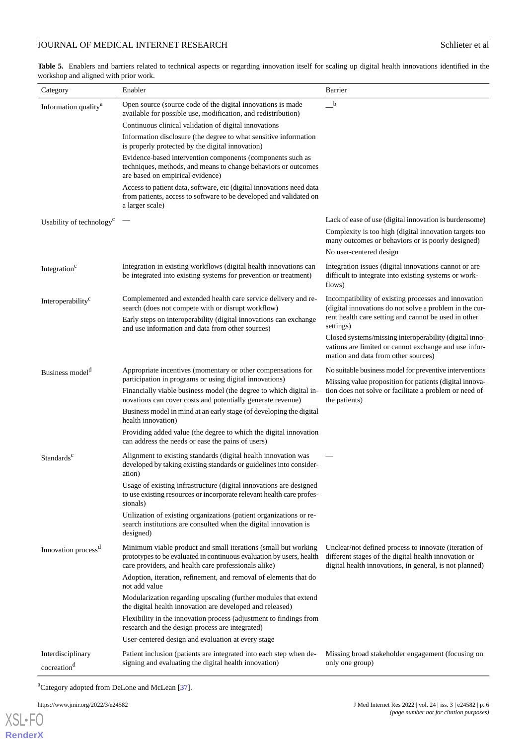**Table 5.** Enablers and barriers related to technical aspects or regarding innovation itself for scaling up digital health innovations identified in the workshop and aligned with prior work.

| Category | Enabler | Barrier |
| --- | --- | --- |
| Information quality[a] | Open source (source code of the digital innovations is made available for possible use, modification, and redistribution)<br>Continuous clinical validation of digital innovations<br>Information disclosure (the degree to what sensitive information is properly protected by the digital innovation)<br>Evidence-based intervention components (components such as techniques, methods, and means to change behaviors or outcomes are based on empirical evidence)<br>Access to patient data, software, etc (digital innovations need data from patients, access to software to be developed and validated on a larger scale) | —[b] |
| Usability of technology[c] | — | Lack of ease of use (digital innovation is burdensome)<br>Complexity is too high (digital innovation targets too many outcomes or behaviors or is poorly designed)<br>No user-centered design |
| Integration[c] | Integration in existing workflows (digital health innovations can be integrated into existing systems for prevention or treatment) | Integration issues (digital innovations cannot or are difficult to integrate into existing systems or workflows) |
| Interoperability[c] | Complemented and extended health care service delivery and research (does not compete with or disrupt workflow)<br>Early steps on interoperability (digital innovations can exchange and use information and data from other sources) | Incompatibility of existing processes and innovation (digital innovations do not solve a problem in the current health care setting and cannot be used in other settings)<br>Closed systems/missing interoperability (digital innovations are limited or cannot exchange and use information and data from other sources) |
| Business model[d] | Appropriate incentives (momentary or other compensations for participation in programs or using digital innovations)<br>Financially viable business model (the degree to which digital innovations can cover costs and potentially generate revenue)<br>Business model in mind at an early stage (of developing the digital health innovation)<br>Providing added value (the degree to which the digital innovation can address the needs or ease the pains of users) | No suitable business model for preventive interventions<br>Missing value proposition for patients (digital innovation does not solve or facilitate a problem or need of the patients) |
| Standards[c] | Alignment to existing standards (digital health innovation was developed by taking existing standards or guidelines into consideration)<br>Usage of existing infrastructure (digital innovations are designed to use existing resources or incorporate relevant health care professionals)<br>Utilization of existing organizations (patient organizations or research institutions are consulted when the digital innovation is designed) | — |
| Innovation process[d] | Minimum viable product and small iterations (small but working prototypes to be evaluated in continuous evaluation by users, health care providers, and health care professionals alike)<br>Adoption, iteration, refinement, and removal of elements that do not add value<br>Modularization regarding upscaling (further modules that extend the digital health innovation are developed and released)<br>Flexibility in the innovation process (adjustment to findings from research and the design process are integrated)<br>User-centered design and evaluation at every stage | Unclear/not defined process to innovate (iteration of different stages of the digital health innovation or digital health innovations, in general, is not planned) |
| Interdisciplinary cocreation[d] | Patient inclusion (patients are integrated into each step when designing and evaluating the digital health innovation) | Missing broad stakeholder engagement (focusing on only one group) |

[a]Category adopted from DeLone and McLean [37].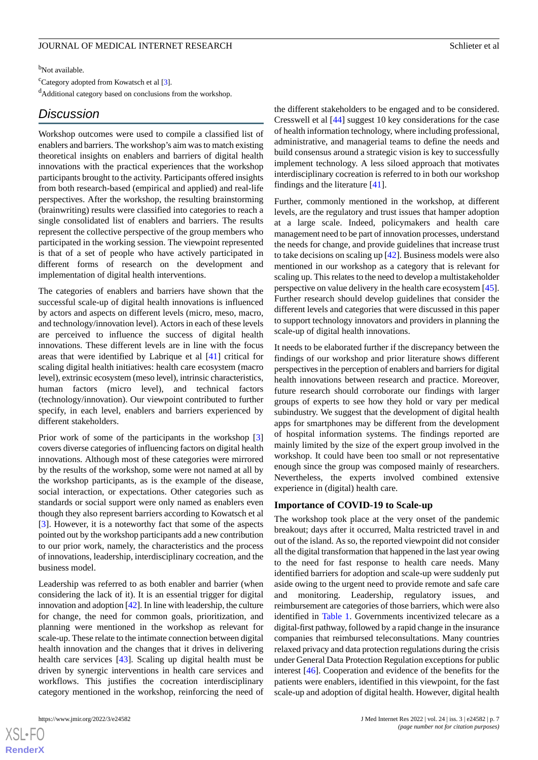[b]Not available.

[c]Category adopted from Kowatsch et al [3].

[d]Additional category based on conclusions from the workshop.

## Discussion

Workshop outcomes were used to compile a classified list of enablers and barriers. The workshop's aim was to match existing theoretical insights on enablers and barriers of digital health innovations with the practical experiences that the workshop participants brought to the activity. Participants offered insights from both research-based (empirical and applied) and real-life perspectives. After the workshop, the resulting brainstorming (brainwriting) results were classified into categories to reach a single consolidated list of enablers and barriers. The results represent the collective perspective of the group members who participated in the working session. The viewpoint represented is that of a set of people who have actively participated in different forms of research on the development and implementation of digital health interventions.

The categories of enablers and barriers have shown that the successful scale-up of digital health innovations is influenced by actors and aspects on different levels (micro, meso, macro, and technology/innovation level). Actors in each of these levels are perceived to influence the success of digital health innovations. These different levels are in line with the focus areas that were identified by Labrique et al [41] critical for scaling digital health initiatives: health care ecosystem (macro level), extrinsic ecosystem (meso level), intrinsic characteristics, human factors (micro level), and technical factors (technology/innovation). Our viewpoint contributed to further specify, in each level, enablers and barriers experienced by different stakeholders.

Prior work of some of the participants in the workshop [3] covers diverse categories of influencing factors on digital health innovations. Although most of these categories were mirrored by the results of the workshop, some were not named at all by the workshop participants, as is the example of the disease, social interaction, or expectations. Other categories such as standards or social support were only named as enablers even though they also represent barriers according to Kowatsch et al [3]. However, it is a noteworthy fact that some of the aspects pointed out by the workshop participants add a new contribution to our prior work, namely, the characteristics and the process of innovations, leadership, interdisciplinary cocreation, and the business model.

Leadership was referred to as both enabler and barrier (when considering the lack of it). It is an essential trigger for digital innovation and adoption [42]. In line with leadership, the culture for change, the need for common goals, prioritization, and planning were mentioned in the workshop as relevant for scale-up. These relate to the intimate connection between digital health innovation and the changes that it drives in delivering health care services [43]. Scaling up digital health must be driven by synergic interventions in health care services and workflows. This justifies the cocreation interdisciplinary category mentioned in the workshop, reinforcing the need of the different stakeholders to be engaged and to be considered. Cresswell et al [44] suggest 10 key considerations for the case of health information technology, where including professional, administrative, and managerial teams to define the needs and build consensus around a strategic vision is key to successfully implement technology. A less siloed approach that motivates interdisciplinary cocreation is referred to in both our workshop findings and the literature [41].

Further, commonly mentioned in the workshop, at different levels, are the regulatory and trust issues that hamper adoption at a large scale. Indeed, policymakers and health care management need to be part of innovation processes, understand the needs for change, and provide guidelines that increase trust to take decisions on scaling up [42]. Business models were also mentioned in our workshop as a category that is relevant for scaling up. This relates to the need to develop a multistakeholder perspective on value delivery in the health care ecosystem [45]. Further research should develop guidelines that consider the different levels and categories that were discussed in this paper to support technology innovators and providers in planning the scale-up of digital health innovations.

It needs to be elaborated further if the discrepancy between the findings of our workshop and prior literature shows different perspectives in the perception of enablers and barriers for digital health innovations between research and practice. Moreover, future research should corroborate our findings with larger groups of experts to see how they hold or vary per medical subindustry. We suggest that the development of digital health apps for smartphones may be different from the development of hospital information systems. The findings reported are mainly limited by the size of the expert group involved in the workshop. It could have been too small or not representative enough since the group was composed mainly of researchers. Nevertheless, the experts involved combined extensive experience in (digital) health care.

### Importance of COVID-19 to Scale-up

The workshop took place at the very onset of the pandemic breakout; days after it occurred, Malta restricted travel in and out of the island. As so, the reported viewpoint did not consider all the digital transformation that happened in the last year owing to the need for fast response to health care needs. Many identified barriers for adoption and scale-up were suddenly put aside owing to the urgent need to provide remote and safe care and monitoring. Leadership, regulatory issues, and reimbursement are categories of those barriers, which were also identified in Table 1. Governments incentivized telecare as a digital-first pathway, followed by a rapid change in the insurance companies that reimbursed teleconsultations. Many countries relaxed privacy and data protection regulations during the crisis under General Data Protection Regulation exceptions for public interest [46]. Cooperation and evidence of the benefits for the patients were enablers, identified in this viewpoint, for the fast scale-up and adoption of digital health. However, digital health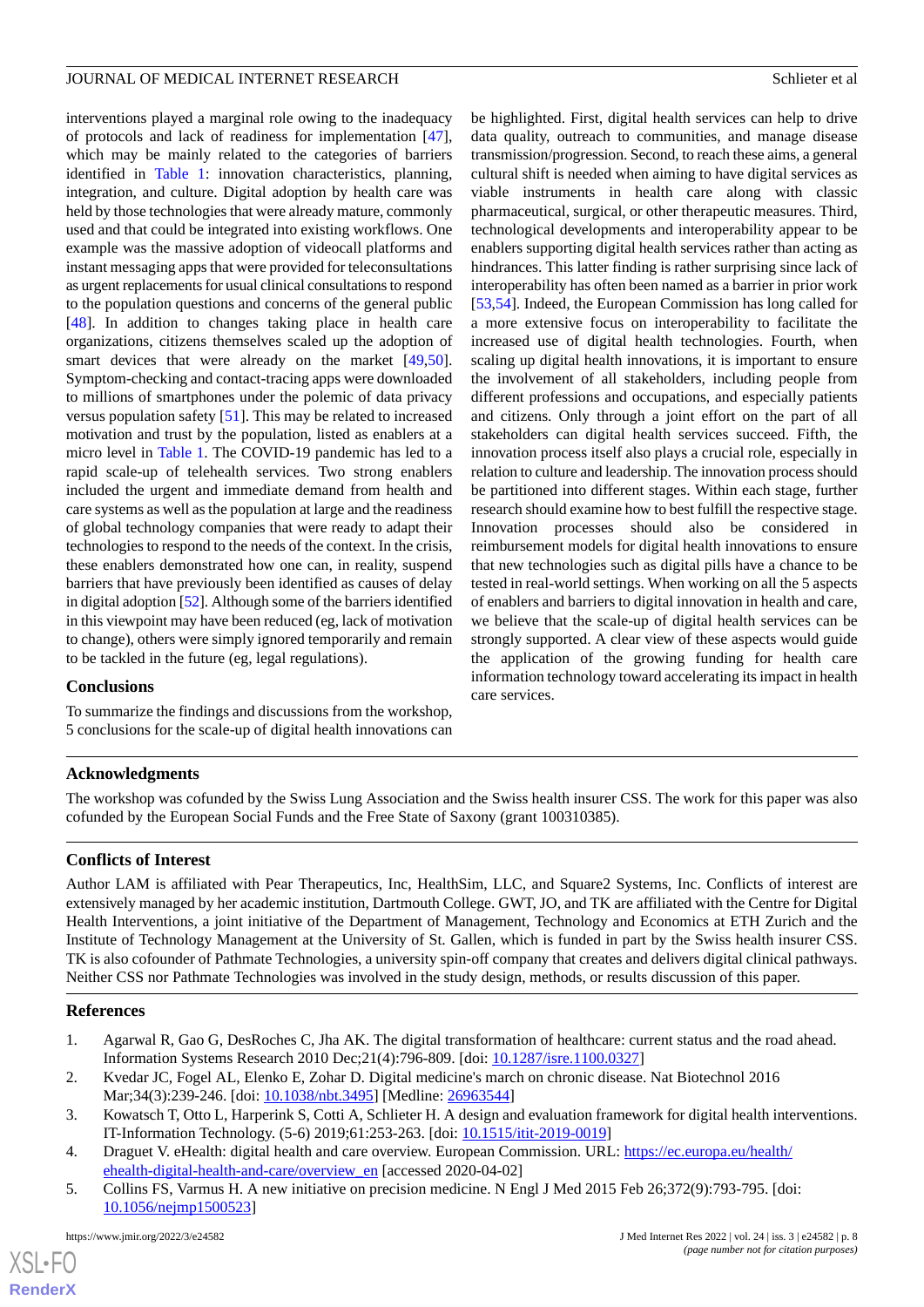interventions played a marginal role owing to the inadequacy of protocols and lack of readiness for implementation [47], which may be mainly related to the categories of barriers identified in Table 1: innovation characteristics, planning, integration, and culture. Digital adoption by health care was held by those technologies that were already mature, commonly used and that could be integrated into existing workflows. One example was the massive adoption of videocall platforms and instant messaging apps that were provided for teleconsultations as urgent replacements for usual clinical consultations to respond to the population questions and concerns of the general public [48]. In addition to changes taking place in health care organizations, citizens themselves scaled up the adoption of smart devices that were already on the market [49,50]. Symptom-checking and contact-tracing apps were downloaded to millions of smartphones under the polemic of data privacy versus population safety [51]. This may be related to increased motivation and trust by the population, listed as enablers at a micro level in Table 1. The COVID-19 pandemic has led to a rapid scale-up of telehealth services. Two strong enablers included the urgent and immediate demand from health and care systems as well as the population at large and the readiness of global technology companies that were ready to adapt their technologies to respond to the needs of the context. In the crisis, these enablers demonstrated how one can, in reality, suspend barriers that have previously been identified as causes of delay in digital adoption [52]. Although some of the barriers identified in this viewpoint may have been reduced (eg, lack of motivation to change), others were simply ignored temporarily and remain to be tackled in the future (eg, legal regulations).

## Conclusions

To summarize the findings and discussions from the workshop, 5 conclusions for the scale-up of digital health innovations can be highlighted. First, digital health services can help to drive data quality, outreach to communities, and manage disease transmission/progression. Second, to reach these aims, a general cultural shift is needed when aiming to have digital services as viable instruments in health care along with classic pharmaceutical, surgical, or other therapeutic measures. Third, technological developments and interoperability appear to be enablers supporting digital health services rather than acting as hindrances. This latter finding is rather surprising since lack of interoperability has often been named as a barrier in prior work [53,54]. Indeed, the European Commission has long called for a more extensive focus on interoperability to facilitate the increased use of digital health technologies. Fourth, when scaling up digital health innovations, it is important to ensure the involvement of all stakeholders, including people from different professions and occupations, and especially patients and citizens. Only through a joint effort on the part of all stakeholders can digital health services succeed. Fifth, the innovation process itself also plays a crucial role, especially in relation to culture and leadership. The innovation process should be partitioned into different stages. Within each stage, further research should examine how to best fulfill the respective stage. Innovation processes should also be considered in reimbursement models for digital health innovations to ensure that new technologies such as digital pills have a chance to be tested in real-world settings. When working on all the 5 aspects of enablers and barriers to digital innovation in health and care, we believe that the scale-up of digital health services can be strongly supported. A clear view of these aspects would guide the application of the growing funding for health care information technology toward accelerating its impact in health care services.

## Acknowledgments

The workshop was cofunded by the Swiss Lung Association and the Swiss health insurer CSS. The work for this paper was also cofunded by the European Social Funds and the Free State of Saxony (grant 100310385).

## Conflicts of Interest

Author LAM is affiliated with Pear Therapeutics, Inc, HealthSim, LLC, and Square2 Systems, Inc. Conflicts of interest are extensively managed by her academic institution, Dartmouth College. GWT, JO, and TK are affiliated with the Centre for Digital Health Interventions, a joint initiative of the Department of Management, Technology and Economics at ETH Zurich and the Institute of Technology Management at the University of St. Gallen, which is funded in part by the Swiss health insurer CSS. TK is also cofounder of Pathmate Technologies, a university spin-off company that creates and delivers digital clinical pathways. Neither CSS nor Pathmate Technologies was involved in the study design, methods, or results discussion of this paper.

## References

1. Agarwal R, Gao G, DesRoches C, Jha AK. The digital transformation of healthcare: current status and the road ahead. Information Systems Research 2010 Dec;21(4):796-809. [doi: 10.1287/isre.1100.0327]
2. Kvedar JC, Fogel AL, Elenko E, Zohar D. Digital medicine's march on chronic disease. Nat Biotechnol 2016 Mar;34(3):239-246. [doi: 10.1038/nbt.3495] [Medline: 26963544]
3. Kowatsch T, Otto L, Harperink S, Cotti A, Schlieter H. A design and evaluation framework for digital health interventions. IT-Information Technology. (5-6) 2019;61:253-263. [doi: 10.1515/itit-2019-0019]
4. Draguet V. eHealth: digital health and care overview. European Commission. URL: https://ec.europa.eu/health/ehealth-digital-health-and-care/overview_en [accessed 2020-04-02]
5. Collins FS, Varmus H. A new initiative on precision medicine. N Engl J Med 2015 Feb 26;372(9):793-795. [doi: 10.1056/nejmp1500523]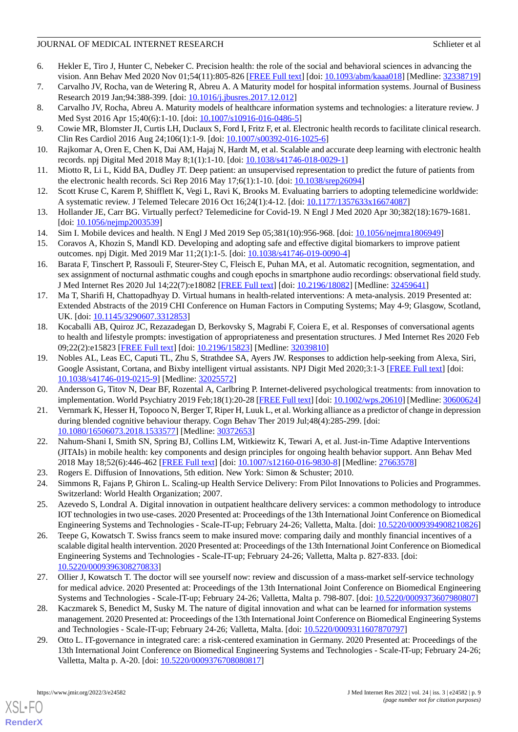6. Hekler E, Tiro J, Hunter C, Nebeker C. Precision health: the role of the social and behavioral sciences in advancing the vision. Ann Behav Med 2020 Nov 01;54(11):805-826 [FREE Full text] [doi: 10.1093/abm/kaaa018] [Medline: 32338719]
7. Carvalho JV, Rocha, van de Wetering R, Abreu A. A Maturity model for hospital information systems. Journal of Business Research 2019 Jan;94:388-399. [doi: 10.1016/j.jbusres.2017.12.012]
8. Carvalho JV, Rocha, Abreu A. Maturity models of healthcare information systems and technologies: a literature review. J Med Syst 2016 Apr 15;40(6):1-10. [doi: 10.1007/s10916-016-0486-5]
9. Cowie MR, Blomster JI, Curtis LH, Duclaux S, Ford I, Fritz F, et al. Electronic health records to facilitate clinical research. Clin Res Cardiol 2016 Aug 24;106(1):1-9. [doi: 10.1007/s00392-016-1025-6]
10. Rajkomar A, Oren E, Chen K, Dai AM, Hajaj N, Hardt M, et al. Scalable and accurate deep learning with electronic health records. npj Digital Med 2018 May 8;1(1):1-10. [doi: 10.1038/s41746-018-0029-1]
11. Miotto R, Li L, Kidd BA, Dudley JT. Deep patient: an unsupervised representation to predict the future of patients from the electronic health records. Sci Rep 2016 May 17;6(1):1-10. [doi: 10.1038/srep26094]
12. Scott Kruse C, Karem P, Shifflett K, Vegi L, Ravi K, Brooks M. Evaluating barriers to adopting telemedicine worldwide: A systematic review. J Telemed Telecare 2016 Oct 16;24(1):4-12. [doi: 10.1177/1357633x16674087]
13. Hollander JE, Carr BG. Virtually perfect? Telemedicine for Covid-19. N Engl J Med 2020 Apr 30;382(18):1679-1681. [doi: 10.1056/nejmp2003539]
14. Sim I. Mobile devices and health. N Engl J Med 2019 Sep 05;381(10):956-968. [doi: 10.1056/nejmra1806949]
15. Coravos A, Khozin S, Mandl KD. Developing and adopting safe and effective digital biomarkers to improve patient outcomes. npj Digit. Med 2019 Mar 11;2(1):1-5. [doi: 10.1038/s41746-019-0090-4]
16. Barata F, Tinschert P, Rassouli F, Steurer-Stey C, Fleisch E, Puhan MA, et al. Automatic recognition, segmentation, and sex assignment of nocturnal asthmatic coughs and cough epochs in smartphone audio recordings: observational field study. J Med Internet Res 2020 Jul 14;22(7):e18082 [FREE Full text] [doi: 10.2196/18082] [Medline: 32459641]
17. Ma T, Sharifi H, Chattopadhyay D. Virtual humans in health-related interventions: A meta-analysis. 2019 Presented at: Extended Abstracts of the 2019 CHI Conference on Human Factors in Computing Systems; May 4-9; Glasgow, Scotland, UK. [doi: 10.1145/3290607.3312853]
18. Kocaballi AB, Quiroz JC, Rezazadegan D, Berkovsky S, Magrabi F, Coiera E, et al. Responses of conversational agents to health and lifestyle prompts: investigation of appropriateness and presentation structures. J Med Internet Res 2020 Feb 09;22(2):e15823 [FREE Full text] [doi: 10.2196/15823] [Medline: 32039810]
19. Nobles AL, Leas EC, Caputi TL, Zhu S, Strathdee SA, Ayers JW. Responses to addiction help-seeking from Alexa, Siri, Google Assistant, Cortana, and Bixby intelligent virtual assistants. NPJ Digit Med 2020;3:1-3 [FREE Full text] [doi: 10.1038/s41746-019-0215-9] [Medline: 32025572]
20. Andersson G, Titov N, Dear BF, Rozental A, Carlbring P. Internet-delivered psychological treatments: from innovation to implementation. World Psychiatry 2019 Feb;18(1):20-28 [FREE Full text] [doi: 10.1002/wps.20610] [Medline: 30600624]
21. Vernmark K, Hesser H, Topooco N, Berger T, Riper H, Luuk L, et al. Working alliance as a predictor of change in depression during blended cognitive behaviour therapy. Cogn Behav Ther 2019 Jul;48(4):285-299. [doi: 10.1080/16506073.2018.1533577] [Medline: 30372653]
22. Nahum-Shani I, Smith SN, Spring BJ, Collins LM, Witkiewitz K, Tewari A, et al. Just-in-Time Adaptive Interventions (JITAIs) in mobile health: key components and design principles for ongoing health behavior support. Ann Behav Med 2018 May 18;52(6):446-462 [FREE Full text] [doi: 10.1007/s12160-016-9830-8] [Medline: 27663578]
23. Rogers E. Diffusion of Innovations, 5th edition. New York: Simon & Schuster; 2010.
24. Simmons R, Fajans P, Ghiron L. Scaling-up Health Service Delivery: From Pilot Innovations to Policies and Programmes. Switzerland: World Health Organization; 2007.
25. Azevedo S, Londral A. Digital innovation in outpatient healthcare delivery services: a common methodology to introduce IOT technologies in two use-cases. 2020 Presented at: Proceedings of the 13th International Joint Conference on Biomedical Engineering Systems and Technologies - Scale-IT-up; February 24-26; Valletta, Malta. [doi: 10.5220/0009394908210826]
26. Teepe G, Kowatsch T. Swiss francs seem to make insured move: comparing daily and monthly financial incentives of a scalable digital health intervention. 2020 Presented at: Proceedings of the 13th International Joint Conference on Biomedical Engineering Systems and Technologies - Scale-IT-up; February 24-26; Valletta, Malta p. 827-833. [doi: 10.5220/0009396308270833]
27. Ollier J, Kowatsch T. The doctor will see yourself now: review and discussion of a mass-market self-service technology for medical advice. 2020 Presented at: Proceedings of the 13th International Joint Conference on Biomedical Engineering Systems and Technologies - Scale-IT-up; February 24-26; Valletta, Malta p. 798-807. [doi: 10.5220/0009373607980807]
28. Kaczmarek S, Benedict M, Susky M. The nature of digital innovation and what can be learned for information systems management. 2020 Presented at: Proceedings of the 13th International Joint Conference on Biomedical Engineering Systems and Technologies - Scale-IT-up; February 24-26; Valletta, Malta. [doi: 10.5220/0009311607870797]
29. Otto L. IT-governance in integrated care: a risk-centered examination in Germany. 2020 Presented at: Proceedings of the 13th International Joint Conference on Biomedical Engineering Systems and Technologies - Scale-IT-up; February 24-26; Valletta, Malta p. A-20. [doi: 10.5220/0009376708080817]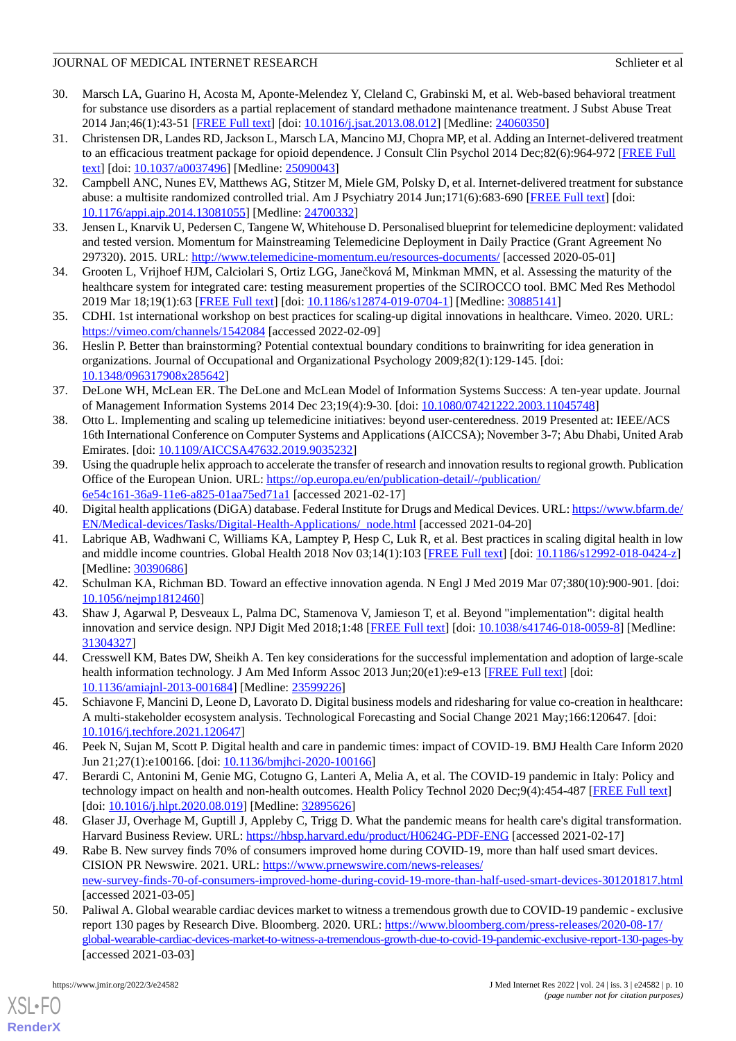30. Marsch LA, Guarino H, Acosta M, Aponte-Melendez Y, Cleland C, Grabinski M, et al. Web-based behavioral treatment for substance use disorders as a partial replacement of standard methadone maintenance treatment. J Subst Abuse Treat 2014 Jan;46(1):43-51 [FREE Full text] [doi: 10.1016/j.jsat.2013.08.012] [Medline: 24060350]
31. Christensen DR, Landes RD, Jackson L, Marsch LA, Mancino MJ, Chopra MP, et al. Adding an Internet-delivered treatment to an efficacious treatment package for opioid dependence. J Consult Clin Psychol 2014 Dec;82(6):964-972 [FREE Full text] [doi: 10.1037/a0037496] [Medline: 25090043]
32. Campbell ANC, Nunes EV, Matthews AG, Stitzer M, Miele GM, Polsky D, et al. Internet-delivered treatment for substance abuse: a multisite randomized controlled trial. Am J Psychiatry 2014 Jun;171(6):683-690 [FREE Full text] [doi: 10.1176/appi.ajp.2014.13081055] [Medline: 24700332]
33. Jensen L, Knarvik U, Pedersen C, Tangene W, Whitehouse D. Personalised blueprint for telemedicine deployment: validated and tested version. Momentum for Mainstreaming Telemedicine Deployment in Daily Practice (Grant Agreement No 297320). 2015. URL: http://www.telemedicine-momentum.eu/resources-documents/ [accessed 2020-05-01]
34. Grooten L, Vrijhoef HJM, Calciolari S, Ortiz LGG, Janečková M, Minkman MMN, et al. Assessing the maturity of the healthcare system for integrated care: testing measurement properties of the SCIROCCO tool. BMC Med Res Methodol 2019 Mar 18;19(1):63 [FREE Full text] [doi: 10.1186/s12874-019-0704-1] [Medline: 30885141]
35. CDHI. 1st international workshop on best practices for scaling-up digital innovations in healthcare. Vimeo. 2020. URL: https://vimeo.com/channels/1542084 [accessed 2022-02-09]
36. Heslin P. Better than brainstorming? Potential contextual boundary conditions to brainwriting for idea generation in organizations. Journal of Occupational and Organizational Psychology 2009;82(1):129-145. [doi: 10.1348/096317908x285642]
37. DeLone WH, McLean ER. The DeLone and McLean Model of Information Systems Success: A ten-year update. Journal of Management Information Systems 2014 Dec 23;19(4):9-30. [doi: 10.1080/07421222.2003.11045748]
38. Otto L. Implementing and scaling up telemedicine initiatives: beyond user-centeredness. 2019 Presented at: IEEE/ACS 16th International Conference on Computer Systems and Applications (AICCSA); November 3-7; Abu Dhabi, United Arab Emirates. [doi: 10.1109/AICCSA47632.2019.9035232]
39. Using the quadruple helix approach to accelerate the transfer of research and innovation results to regional growth. Publication Office of the European Union. URL: https://op.europa.eu/en/publication-detail/-/publication/6e54c161-36a9-11e6-a825-01aa75ed71a1 [accessed 2021-02-17]
40. Digital health applications (DiGA) database. Federal Institute for Drugs and Medical Devices. URL: https://www.bfarm.de/EN/Medical-devices/Tasks/Digital-Health-Applications/_node.html [accessed 2021-04-20]
41. Labrique AB, Wadhwani C, Williams KA, Lamptey P, Hesp C, Luk R, et al. Best practices in scaling digital health in low and middle income countries. Global Health 2018 Nov 03;14(1):103 [FREE Full text] [doi: 10.1186/s12992-018-0424-z] [Medline: 30390686]
42. Schulman KA, Richman BD. Toward an effective innovation agenda. N Engl J Med 2019 Mar 07;380(10):900-901. [doi: 10.1056/nejmp1812460]
43. Shaw J, Agarwal P, Desveaux L, Palma DC, Stamenova V, Jamieson T, et al. Beyond "implementation": digital health innovation and service design. NPJ Digit Med 2018;1:48 [FREE Full text] [doi: 10.1038/s41746-018-0059-8] [Medline: 31304327]
44. Cresswell KM, Bates DW, Sheikh A. Ten key considerations for the successful implementation and adoption of large-scale health information technology. J Am Med Inform Assoc 2013 Jun;20(e1):e9-e13 [FREE Full text] [doi: 10.1136/amiajnl-2013-001684] [Medline: 23599226]
45. Schiavone F, Mancini D, Leone D, Lavorato D. Digital business models and ridesharing for value co-creation in healthcare: A multi-stakeholder ecosystem analysis. Technological Forecasting and Social Change 2021 May;166:120647. [doi: 10.1016/j.techfore.2021.120647]
46. Peek N, Sujan M, Scott P. Digital health and care in pandemic times: impact of COVID-19. BMJ Health Care Inform 2020 Jun 21;27(1):e100166. [doi: 10.1136/bmjhci-2020-100166]
47. Berardi C, Antonini M, Genie MG, Cotugno G, Lanteri A, Melia A, et al. The COVID-19 pandemic in Italy: Policy and technology impact on health and non-health outcomes. Health Policy Technol 2020 Dec;9(4):454-487 [FREE Full text] [doi: 10.1016/j.hlpt.2020.08.019] [Medline: 32895626]
48. Glaser JJ, Overhage M, Guptill J, Appleby C, Trigg D. What the pandemic means for health care's digital transformation. Harvard Business Review. URL: https://hbsp.harvard.edu/product/H0624G-PDF-ENG [accessed 2021-02-17]
49. Rabe B. New survey finds 70% of consumers improved home during COVID-19, more than half used smart devices. CISION PR Newswire. 2021. URL: https://www.prnewswire.com/news-releases/new-survey-finds-70-of-consumers-improved-home-during-covid-19-more-than-half-used-smart-devices-301201817.html [accessed 2021-03-05]
50. Paliwal A. Global wearable cardiac devices market to witness a tremendous growth due to COVID-19 pandemic - exclusive report 130 pages by Research Dive. Bloomberg. 2020. URL: https://www.bloomberg.com/press-releases/2020-08-17/global-wearable-cardiac-devices-market-to-witness-a-tremendous-growth-due-to-covid-19-pandemic-exclusive-report-130-pages-by [accessed 2021-03-03]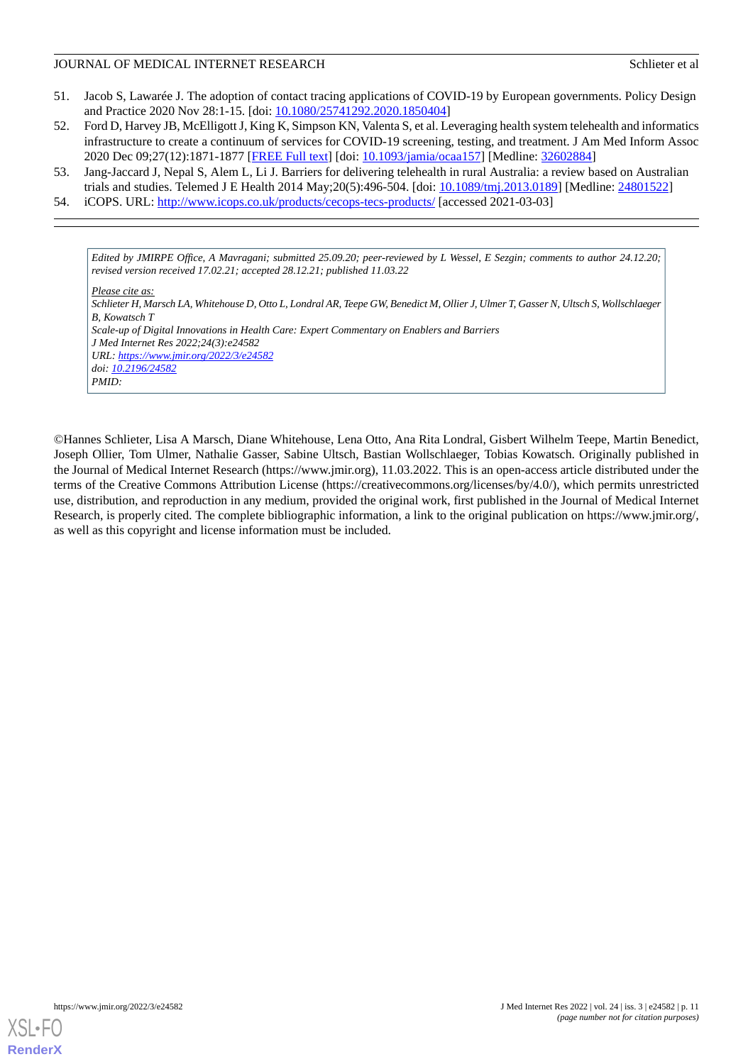51. Jacob S, Lawarée J. The adoption of contact tracing applications of COVID-19 by European governments. Policy Design and Practice 2020 Nov 28:1-15. [doi: 10.1080/25741292.2020.1850404]
52. Ford D, Harvey JB, McElligott J, King K, Simpson KN, Valenta S, et al. Leveraging health system telehealth and informatics infrastructure to create a continuum of services for COVID-19 screening, testing, and treatment. J Am Med Inform Assoc 2020 Dec 09;27(12):1871-1877 [FREE Full text] [doi: 10.1093/jamia/ocaa157] [Medline: 32602884]
53. Jang-Jaccard J, Nepal S, Alem L, Li J. Barriers for delivering telehealth in rural Australia: a review based on Australian trials and studies. Telemed J E Health 2014 May;20(5):496-504. [doi: 10.1089/tmj.2013.0189] [Medline: 24801522]
54. iCOPS. URL: http://www.icops.co.uk/products/cecops-tecs-products/ [accessed 2021-03-03]

*Edited by JMIRPE Office, A Mavragani; submitted 25.09.20; peer-reviewed by L Wessel, E Sezgin; comments to author 24.12.20; revised version received 17.02.21; accepted 28.12.21; published 11.03.22*

*Please cite as:*
*Schlieter H, Marsch LA, Whitehouse D, Otto L, Londral AR, Teepe GW, Benedict M, Ollier J, Ulmer T, Gasser N, Ultsch S, Wollschlaeger B, Kowatsch T*
*Scale-up of Digital Innovations in Health Care: Expert Commentary on Enablers and Barriers*
*J Med Internet Res 2022;24(3):e24582*
*URL: https://www.jmir.org/2022/3/e24582*
*doi: 10.2196/24582*
*PMID:*

©Hannes Schlieter, Lisa A Marsch, Diane Whitehouse, Lena Otto, Ana Rita Londral, Gisbert Wilhelm Teepe, Martin Benedict, Joseph Ollier, Tom Ulmer, Nathalie Gasser, Sabine Ultsch, Bastian Wollschlaeger, Tobias Kowatsch. Originally published in the Journal of Medical Internet Research (https://www.jmir.org), 11.03.2022. This is an open-access article distributed under the terms of the Creative Commons Attribution License (https://creativecommons.org/licenses/by/4.0/), which permits unrestricted use, distribution, and reproduction in any medium, provided the original work, first published in the Journal of Medical Internet Research, is properly cited. The complete bibliographic information, a link to the original publication on https://www.jmir.org/, as well as this copyright and license information must be included.